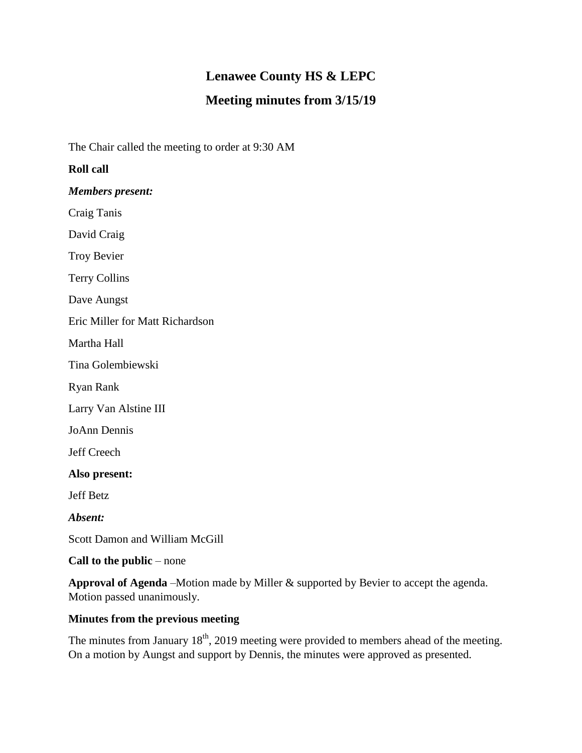# Lenawee County HS & LEPC

## Meeting minutes from 3/15/19

The Chair called the meeting to order at 9:30 AM

**Roll call**

***Members present:***

Craig Tanis

David Craig

Troy Bevier

Terry Collins

Dave Aungst

Eric Miller for Matt Richardson

Martha Hall

Tina Golembiewski

Ryan Rank

Larry Van Alstine III

JoAnn Dennis

Jeff Creech

**Also present:**

Jeff Betz

***Absent:***

Scott Damon and William McGill

**Call to the public** – none

**Approval of Agenda** –Motion made by Miller & supported by Bevier to accept the agenda. Motion passed unanimously.

**Minutes from the previous meeting**

The minutes from January 18th, 2019 meeting were provided to members ahead of the meeting. On a motion by Aungst and support by Dennis, the minutes were approved as presented.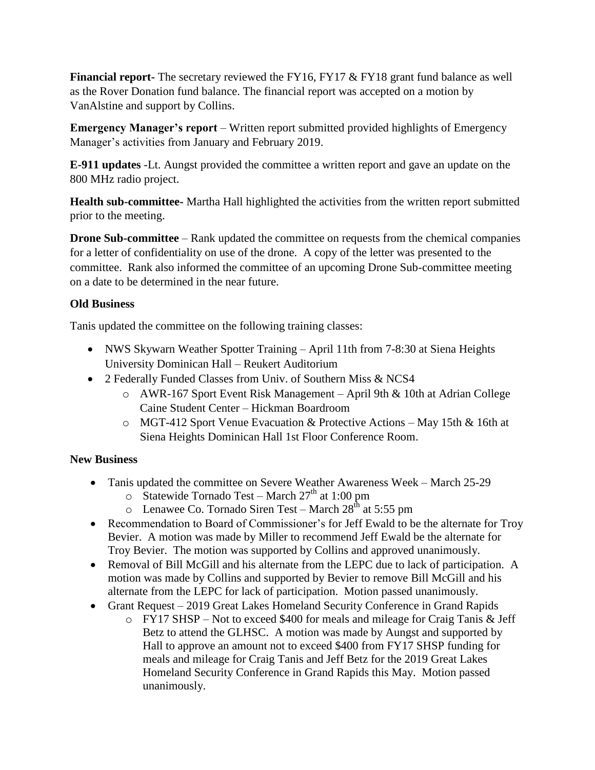**Financial report-** The secretary reviewed the FY16, FY17 & FY18 grant fund balance as well as the Rover Donation fund balance. The financial report was accepted on a motion by VanAlstine and support by Collins.

**Emergency Manager's report** – Written report submitted provided highlights of Emergency Manager's activities from January and February 2019.

**E-911 updates** -Lt. Aungst provided the committee a written report and gave an update on the 800 MHz radio project.

**Health sub-committee-** Martha Hall highlighted the activities from the written report submitted prior to the meeting.

**Drone Sub-committee** – Rank updated the committee on requests from the chemical companies for a letter of confidentiality on use of the drone. A copy of the letter was presented to the committee. Rank also informed the committee of an upcoming Drone Sub-committee meeting on a date to be determined in the near future.

**Old Business**

Tanis updated the committee on the following training classes:

- NWS Skywarn Weather Spotter Training – April 11th from 7-8:30 at Siena Heights University Dominican Hall – Reukert Auditorium
- 2 Federally Funded Classes from Univ. of Southern Miss & NCS4
  - AWR-167 Sport Event Risk Management – April 9th & 10th at Adrian College Caine Student Center – Hickman Boardroom
  - MGT-412 Sport Venue Evacuation & Protective Actions – May 15th & 16th at Siena Heights Dominican Hall 1st Floor Conference Room.

**New Business**

- Tanis updated the committee on Severe Weather Awareness Week – March 25-29
  - Statewide Tornado Test – March 27th at 1:00 pm
  - Lenawee Co. Tornado Siren Test – March 28th at 5:55 pm
- Recommendation to Board of Commissioner's for Jeff Ewald to be the alternate for Troy Bevier. A motion was made by Miller to recommend Jeff Ewald be the alternate for Troy Bevier. The motion was supported by Collins and approved unanimously.
- Removal of Bill McGill and his alternate from the LEPC due to lack of participation. A motion was made by Collins and supported by Bevier to remove Bill McGill and his alternate from the LEPC for lack of participation. Motion passed unanimously.
- Grant Request – 2019 Great Lakes Homeland Security Conference in Grand Rapids
  - FY17 SHSP – Not to exceed $400 for meals and mileage for Craig Tanis & Jeff Betz to attend the GLHSC. A motion was made by Aungst and supported by Hall to approve an amount not to exceed $400 from FY17 SHSP funding for meals and mileage for Craig Tanis and Jeff Betz for the 2019 Great Lakes Homeland Security Conference in Grand Rapids this May. Motion passed unanimously.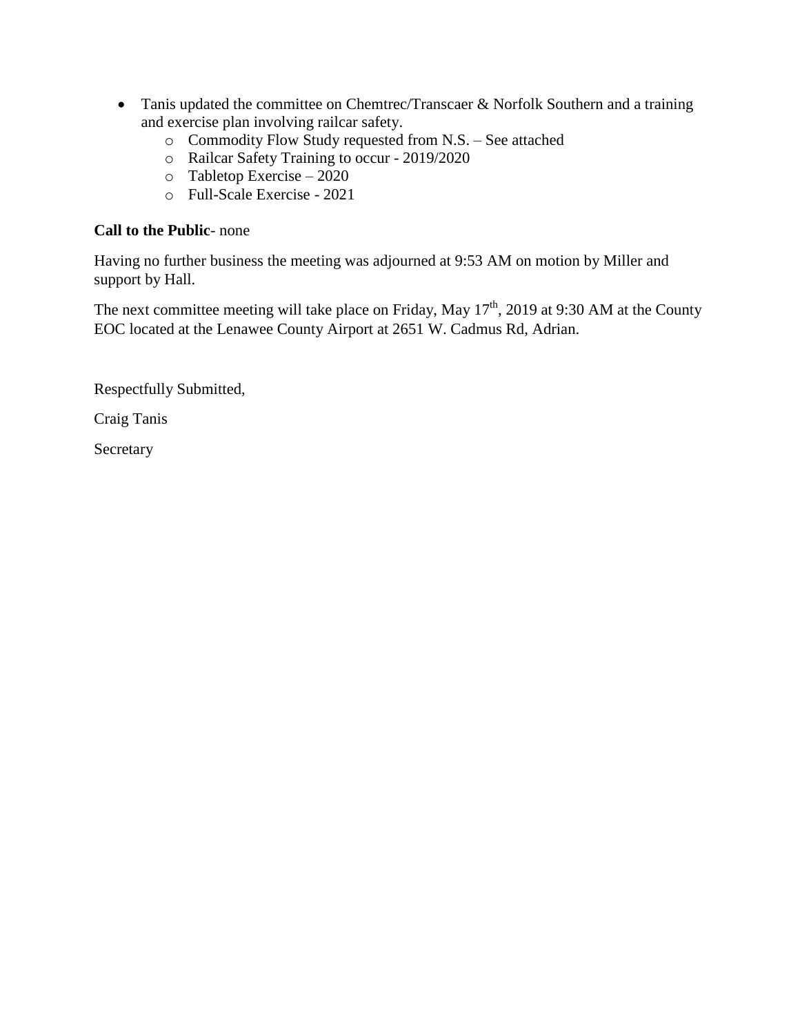- Tanis updated the committee on Chemtrec/Transcaer & Norfolk Southern and a training and exercise plan involving railcar safety.
  - Commodity Flow Study requested from N.S. – See attached
  - Railcar Safety Training to occur - 2019/2020
  - Tabletop Exercise – 2020
  - Full-Scale Exercise - 2021

**Call to the Public**- none

Having no further business the meeting was adjourned at 9:53 AM on motion by Miller and support by Hall.

The next committee meeting will take place on Friday, May 17th, 2019 at 9:30 AM at the County EOC located at the Lenawee County Airport at 2651 W. Cadmus Rd, Adrian.

Respectfully Submitted,

Craig Tanis

Secretary